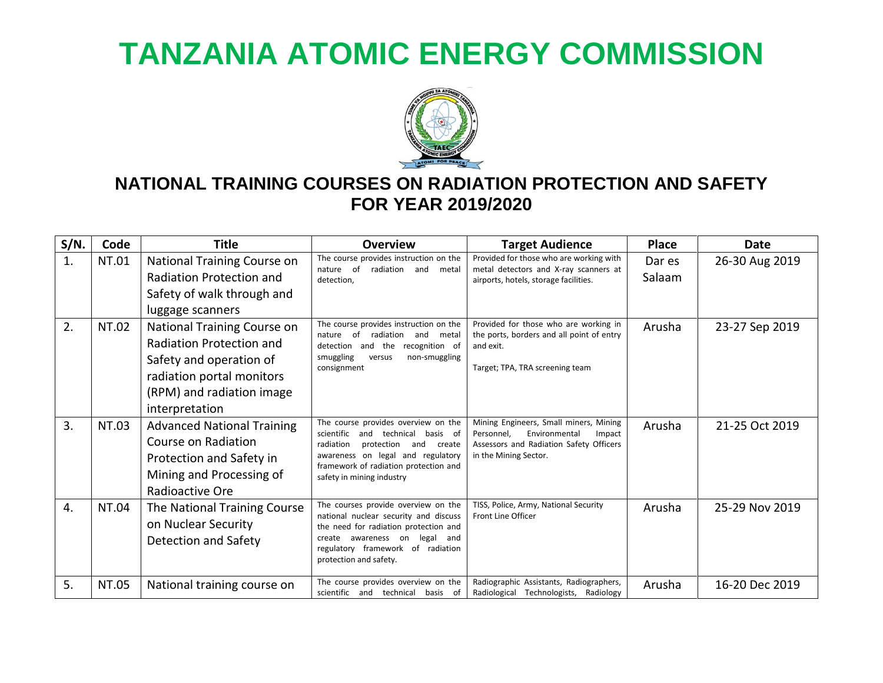# TANZANIA ATOMIC ENERGY COMMISSION

## NATIONAL TRAINING COURSES ON RADIATION PROTECTION AND SAFETY FOR YEAR 2019/2020

| S/N. | Code | Title | Overview | Target Audience | Place | Date |
|---|---|---|---|---|---|---|
| 1. | NT.01 | National Training Course on Radiation Protection and Safety of walk through and luggage scanners | The course provides instruction on the nature of radiation and metal detection, | Provided for those who are working with metal detectors and X-ray scanners at airports, hotels, storage facilities. | Dar es Salaam | 26-30 Aug 2019 |
| 2. | NT.02 | National Training Course on Radiation Protection and Safety and operation of radiation portal monitors (RPM) and radiation image interpretation | The course provides instruction on the nature of radiation and metal detection and the recognition of smuggling versus non-smuggling consignment | Provided for those who are working in the ports, borders and all point of entry and exit.<br><br>Target; TPA, TRA screening team | Arusha | 23-27 Sep 2019 |
| 3. | NT.03 | Advanced National Training Course on Radiation Protection and Safety in Mining and Processing of Radioactive Ore | The course provides overview on the scientific and technical basis of radiation protection and create awareness on legal and regulatory framework of radiation protection and safety in mining industry | Mining Engineers, Small miners, Mining Personnel, Environmental Impact Assessors and Radiation Safety Officers in the Mining Sector. | Arusha | 21-25 Oct 2019 |
| 4. | NT.04 | The National Training Course on Nuclear Security Detection and Safety | The courses provide overview on the national nuclear security and discuss the need for radiation protection and create awareness on legal and regulatory framework of radiation protection and safety. | TISS, Police, Army, National Security Front Line Officer | Arusha | 25-29 Nov 2019 |
| 5. | NT.05 | National training course on | The course provides overview on the scientific and technical basis of | Radiographic Assistants, Radiographers, Radiological Technologists, Radiology | Arusha | 16-20 Dec 2019 |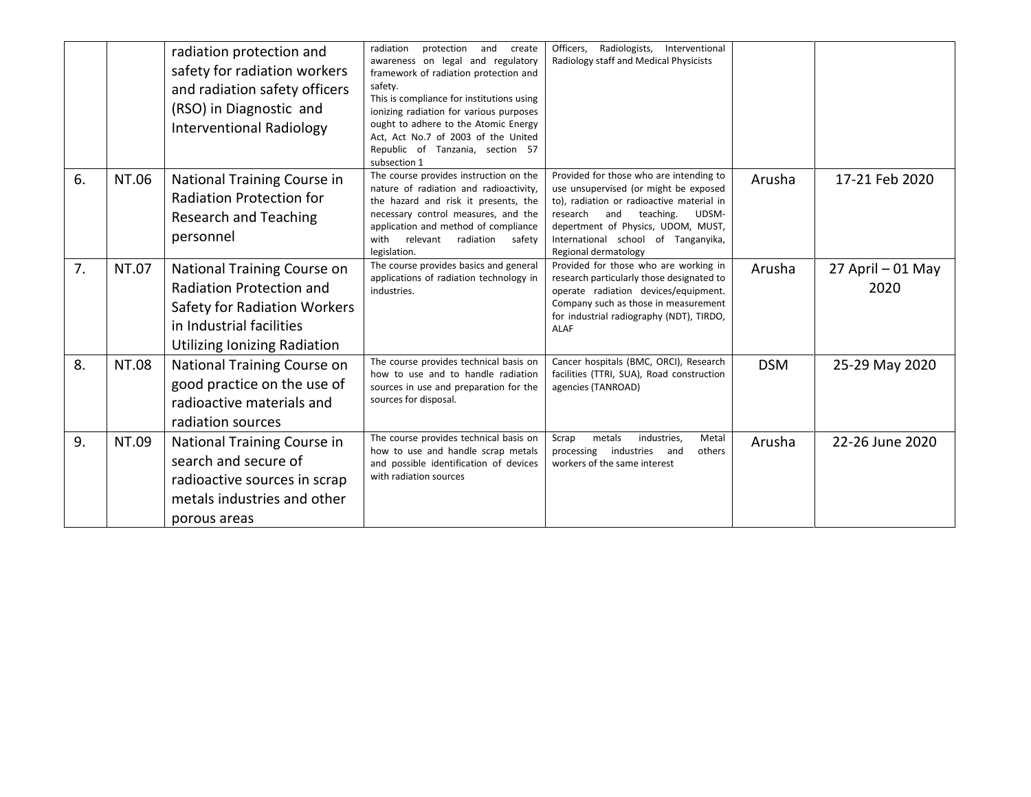| | | | | | | |
|---|---|---|---|---|---|---|
| | | radiation protection and safety for radiation workers and radiation safety officers (RSO) in Diagnostic and Interventional Radiology | radiation protection and create awareness on legal and regulatory framework of radiation protection and safety. This is compliance for institutions using ionizing radiation for various purposes ought to adhere to the Atomic Energy Act, Act No.7 of 2003 of the United Republic of Tanzania, section 57 subsection 1 | Officers, Radiologists, Interventional Radiology staff and Medical Physicists | | |
| 6. | NT.06 | National Training Course in Radiation Protection for Research and Teaching personnel | The course provides instruction on the nature of radiation and radioactivity, the hazard and risk it presents, the necessary control measures, and the application and method of compliance with relevant radiation safety legislation. | Provided for those who are intending to use unsupervised (or might be exposed to), radiation or radioactive material in research and teaching. UDSM-depertment of Physics, UDOM, MUST, International school of Tanganyika, Regional dermatology | Arusha | 17-21 Feb 2020 |
| 7. | NT.07 | National Training Course on Radiation Protection and Safety for Radiation Workers in Industrial facilities Utilizing Ionizing Radiation | The course provides basics and general applications of radiation technology in industries. | Provided for those who are working in research particularly those designated to operate radiation devices/equipment. Company such as those in measurement for industrial radiography (NDT), TIRDO, ALAF | Arusha | 27 April – 01 May 2020 |
| 8. | NT.08 | National Training Course on good practice on the use of radioactive materials and radiation sources | The course provides technical basis on how to use and to handle radiation sources in use and preparation for the sources for disposal. | Cancer hospitals (BMC, ORCI), Research facilities (TTRI, SUA), Road construction agencies (TANROAD) | DSM | 25-29 May 2020 |
| 9. | NT.09 | National Training Course in search and secure of radioactive sources in scrap metals industries and other porous areas | The course provides technical basis on how to use and handle scrap metals and possible identification of devices with radiation sources | Scrap metals industries, Metal processing industries and others workers of the same interest | Arusha | 22-26 June 2020 |